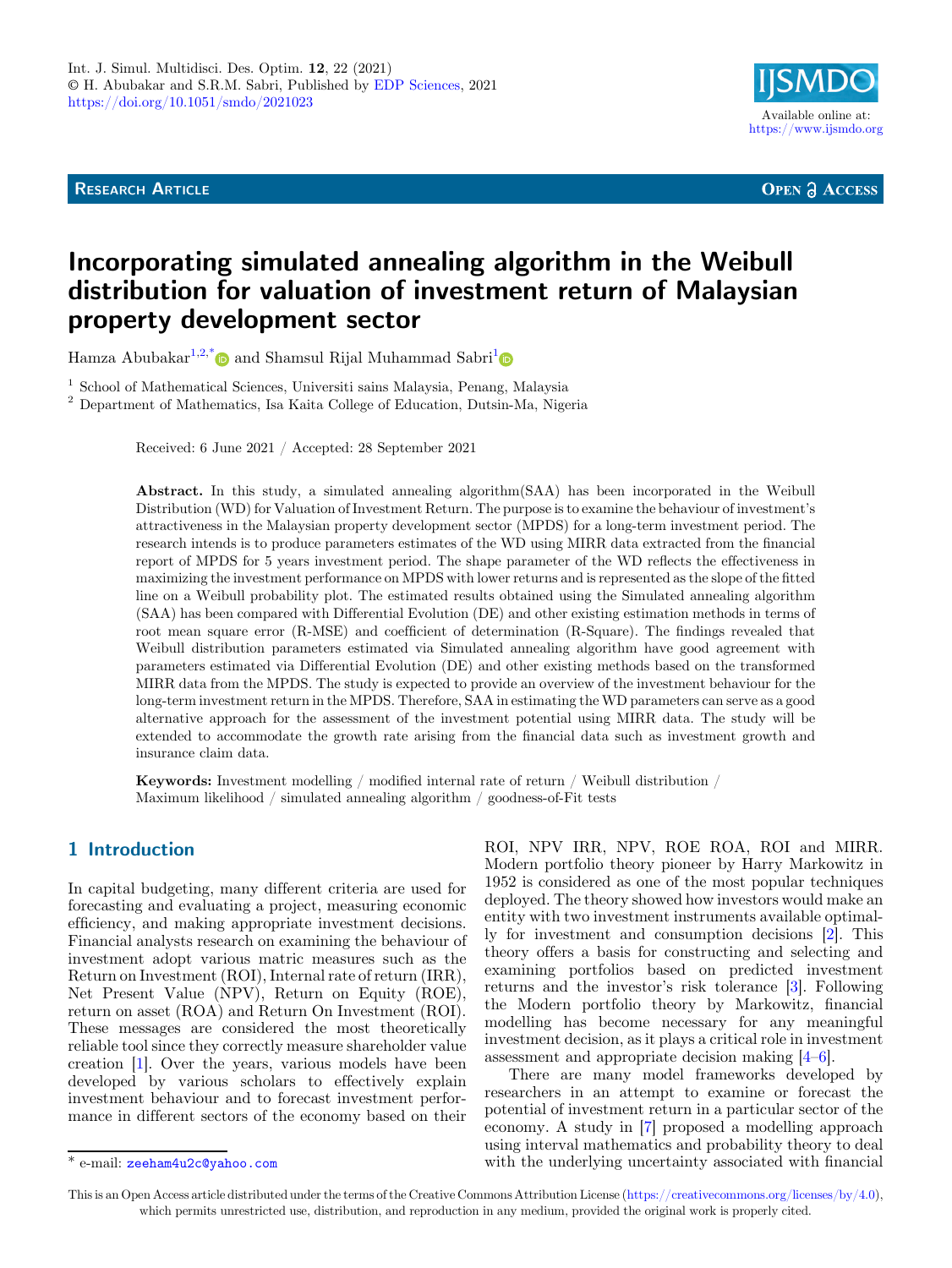RESEARCH ARTICLE

OPEN ACCESS

# Incorporating simulated annealing algorithm in the Weibull distribution for valuation of investment return of Malaysian property development sector

Hamza Abubakar[1,2,*] and Shamsul Rijal Muhammad Sabri[1]

[1] School of Mathematical Sciences, Universiti sains Malaysia, Penang, Malaysia

[2] Department of Mathematics, Isa Kaita College of Education, Dutsin-Ma, Nigeria

Received: 6 June 2021 / Accepted: 28 September 2021

**Abstract.** In this study, a simulated annealing algorithm(SAA) has been incorporated in the Weibull Distribution (WD) for Valuation of Investment Return. The purpose is to examine the behaviour of investment's attractiveness in the Malaysian property development sector (MPDS) for a long-term investment period. The research intends is to produce parameters estimates of the WD using MIRR data extracted from the financial report of MPDS for 5 years investment period. The shape parameter of the WD reflects the effectiveness in maximizing the investment performance on MPDS with lower returns and is represented as the slope of the fitted line on a Weibull probability plot. The estimated results obtained using the Simulated annealing algorithm (SAA) has been compared with Differential Evolution (DE) and other existing estimation methods in terms of root mean square error (R-MSE) and coefficient of determination (R-Square). The findings revealed that Weibull distribution parameters estimated via Simulated annealing algorithm have good agreement with parameters estimated via Differential Evolution (DE) and other existing methods based on the transformed MIRR data from the MPDS. The study is expected to provide an overview of the investment behaviour for the long-term investment return in the MPDS. Therefore, SAA in estimating the WD parameters can serve as a good alternative approach for the assessment of the investment potential using MIRR data. The study will be extended to accommodate the growth rate arising from the financial data such as investment growth and insurance claim data.

**Keywords:** Investment modelling / modified internal rate of return / Weibull distribution / Maximum likelihood / simulated annealing algorithm / goodness-of-Fit tests

## 1 Introduction

In capital budgeting, many different criteria are used for forecasting and evaluating a project, measuring economic efficiency, and making appropriate investment decisions. Financial analysts research on examining the behaviour of investment adopt various matric measures such as the Return on Investment (ROI), Internal rate of return (IRR), Net Present Value (NPV), Return on Equity (ROE), return on asset (ROA) and Return On Investment (ROI). These messages are considered the most theoretically reliable tool since they correctly measure shareholder value creation [1]. Over the years, various models have been developed by various scholars to effectively explain investment behaviour and to forecast investment performance in different sectors of the economy based on their ROI, NPV IRR, NPV, ROE ROA, ROI and MIRR. Modern portfolio theory pioneer by Harry Markowitz in 1952 is considered as one of the most popular techniques deployed. The theory showed how investors would make an entity with two investment instruments available optimally for investment and consumption decisions [2]. This theory offers a basis for constructing and selecting and examining portfolios based on predicted investment returns and the investor's risk tolerance [3]. Following the Modern portfolio theory by Markowitz, financial modelling has become necessary for any meaningful investment decision, as it plays a critical role in investment assessment and appropriate decision making [4–6].

There are many model frameworks developed by researchers in an attempt to examine or forecast the potential of investment return in a particular sector of the economy. A study in [7] proposed a modelling approach using interval mathematics and probability theory to deal with the underlying uncertainty associated with financial

[*] e-mail: zeeham4u2c@yahoo.com

This is an Open Access article distributed under the terms of the Creative Commons Attribution License (https://creativecommons.org/licenses/by/4.0), which permits unrestricted use, distribution, and reproduction in any medium, provided the original work is properly cited.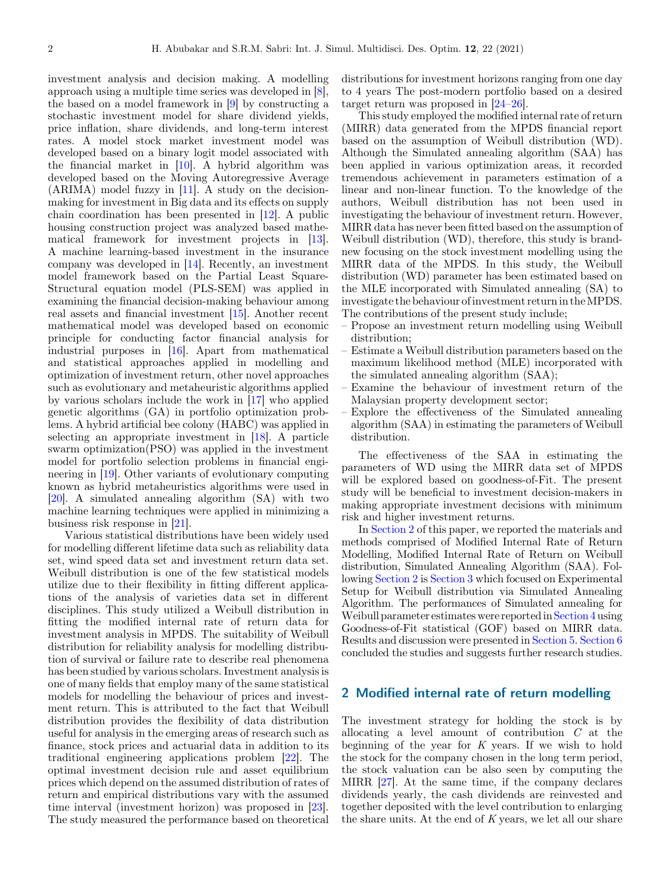investment analysis and decision making. A modelling approach using a multiple time series was developed in [8], the based on a model framework in [9] by constructing a stochastic investment model for share dividend yields, price inflation, share dividends, and long-term interest rates. A model stock market investment model was developed based on a binary logit model associated with the financial market in [10]. A hybrid algorithm was developed based on the Moving Autoregressive Average (ARIMA) model fuzzy in [11]. A study on the decision-making for investment in Big data and its effects on supply chain coordination has been presented in [12]. A public housing construction project was analyzed based mathematical framework for investment projects in [13]. A machine learning-based investment in the insurance company was developed in [14]. Recently, an investment model framework based on the Partial Least Square-Structural equation model (PLS-SEM) was applied in examining the financial decision-making behaviour among real assets and financial investment [15]. Another recent mathematical model was developed based on economic principle for conducting factor financial analysis for industrial purposes in [16]. Apart from mathematical and statistical approaches applied in modelling and optimization of investment return, other novel approaches such as evolutionary and metaheuristic algorithms applied by various scholars include the work in [17] who applied genetic algorithms (GA) in portfolio optimization problems. A hybrid artificial bee colony (HABC) was applied in selecting an appropriate investment in [18]. A particle swarm optimization(PSO) was applied in the investment model for portfolio selection problems in financial engineering in [19]. Other variants of evolutionary computing known as hybrid metaheuristics algorithms were used in [20]. A simulated annealing algorithm (SA) with two machine learning techniques were applied in minimizing a business risk response in [21].

Various statistical distributions have been widely used for modelling different lifetime data such as reliability data set, wind speed data set and investment return data set. Weibull distribution is one of the few statistical models utilize due to their flexibility in fitting different applications of the analysis of varieties data set in different disciplines. This study utilized a Weibull distribution in fitting the modified internal rate of return data for investment analysis in MPDS. The suitability of Weibull distribution for reliability analysis for modelling distribution of survival or failure rate to describe real phenomena has been studied by various scholars. Investment analysis is one of many fields that employ many of the same statistical models for modelling the behaviour of prices and investment return. This is attributed to the fact that Weibull distribution provides the flexibility of data distribution useful for analysis in the emerging areas of research such as finance, stock prices and actuarial data in addition to its traditional engineering applications problem [22]. The optimal investment decision rule and asset equilibrium prices which depend on the assumed distribution of rates of return and empirical distributions vary with the assumed time interval (investment horizon) was proposed in [23]. The study measured the performance based on theoretical distributions for investment horizons ranging from one day to 4 years The post-modern portfolio based on a desired target return was proposed in [24–26].

This study employed the modified internal rate of return (MIRR) data generated from the MPDS financial report based on the assumption of Weibull distribution (WD). Although the Simulated annealing algorithm (SAA) has been applied in various optimization areas, it recorded tremendous achievement in parameters estimation of a linear and non-linear function. To the knowledge of the authors, Weibull distribution has not been used in investigating the behaviour of investment return. However, MIRR data has never been fitted based on the assumption of Weibull distribution (WD), therefore, this study is brand-new focusing on the stock investment modelling using the MIRR data of the MPDS. In this study, the Weibull distribution (WD) parameter has been estimated based on the MLE incorporated with Simulated annealing (SA) to investigate the behaviour of investment return in the MPDS. The contributions of the present study include;

- Propose an investment return modelling using Weibull distribution;
- Estimate a Weibull distribution parameters based on the maximum likelihood method (MLE) incorporated with the simulated annealing algorithm (SAA);
- Examine the behaviour of investment return of the Malaysian property development sector;
- Explore the effectiveness of the Simulated annealing algorithm (SAA) in estimating the parameters of Weibull distribution.

The effectiveness of the SAA in estimating the parameters of WD using the MIRR data set of MPDS will be explored based on goodness-of-Fit. The present study will be beneficial to investment decision-makers in making appropriate investment decisions with minimum risk and higher investment returns.

In Section 2 of this paper, we reported the materials and methods comprised of Modified Internal Rate of Return Modelling, Modified Internal Rate of Return on Weibull distribution, Simulated Annealing Algorithm (SAA). Following Section 2 is Section 3 which focused on Experimental Setup for Weibull distribution via Simulated Annealing Algorithm. The performances of Simulated annealing for Weibull parameter estimates were reported in Section 4 using Goodness-of-Fit statistical (GOF) based on MIRR data. Results and discussion were presented in Section 5. Section 6 concluded the studies and suggests further research studies.

## 2 Modified internal rate of return modelling

The investment strategy for holding the stock is by allocating a level amount of contribution $C$ at the beginning of the year for $K$ years. If we wish to hold the stock for the company chosen in the long term period, the stock valuation can be also seen by computing the MIRR [27]. At the same time, if the company declares dividends yearly, the cash dividends are reinvested and together deposited with the level contribution to enlarging the share units. At the end of $K$ years, we let all our share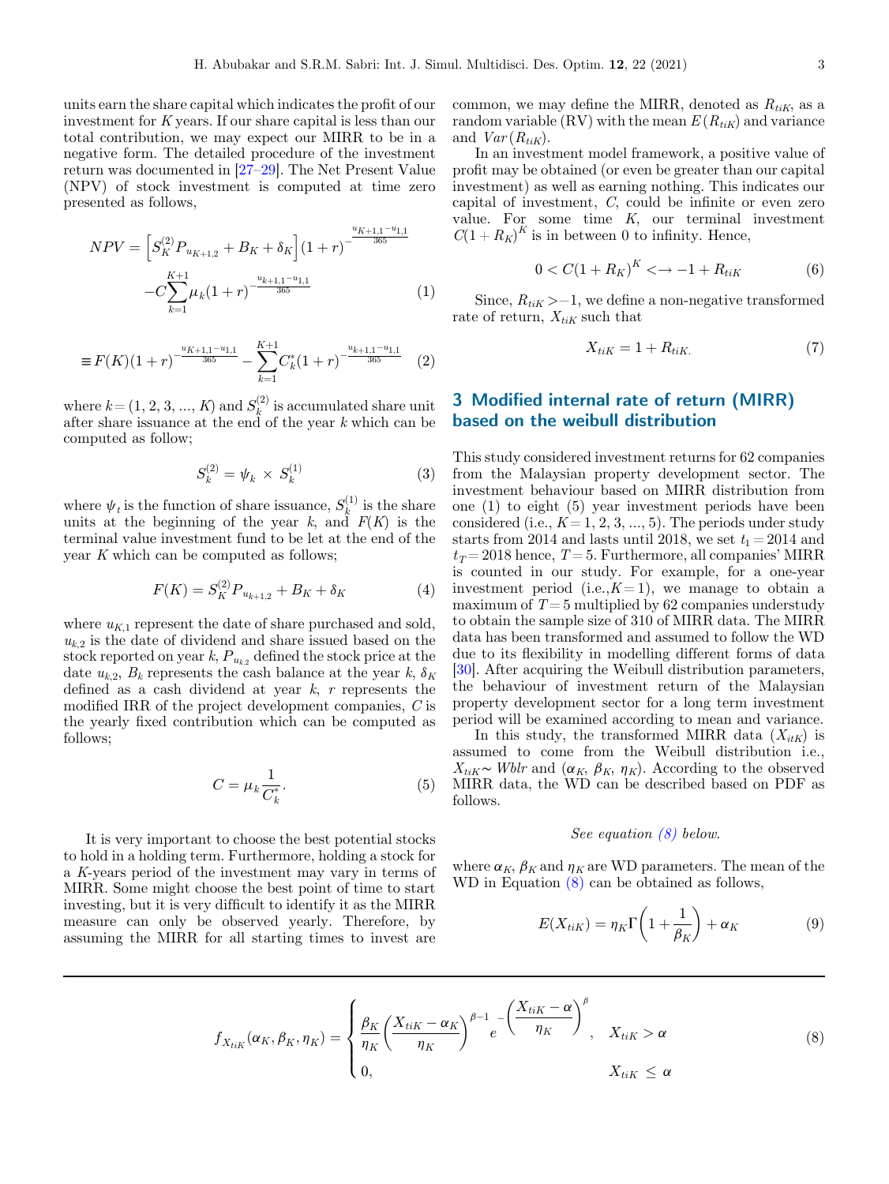units earn the share capital which indicates the profit of our investment for $K$ years. If our share capital is less than our total contribution, we may expect our MIRR to be in a negative form. The detailed procedure of the investment return was documented in [27–29]. The Net Present Value (NPV) of stock investment is computed at time zero presented as follows,

$$NPV = \left[S_K^{(2)} P_{u_{K+1,2}} + B_K + \delta_K\right](1+r)^{-\frac{u_{K+1,1}-u_{1,1}}{365}} - C\sum_{k=1}^{K+1} \mu_k (1+r)^{-\frac{u_{k+1,1}-u_{1,1}}{365}} \tag{1}$$

$$\equiv F(K)(1+r)^{-\frac{u_{K+1,1}-u_{1,1}}{365}} - \sum_{k=1}^{K+1} C_k^*(1+r)^{-\frac{u_{k+1,1}-u_{1,1}}{365}} \tag{2}$$

where $k = (1, 2, 3, ..., K)$ and $S_k^{(2)}$ is accumulated share unit after share issuance at the end of the year $k$ which can be computed as follow;

$$S_k^{(2)} = \psi_k \times S_k^{(1)} \tag{3}$$

where $\psi_t$ is the function of share issuance, $S_k^{(1)}$ is the share units at the beginning of the year $k$, and $F(K)$ is the terminal value investment fund to be let at the end of the year $K$ which can be computed as follows;

$$F(K) = S_K^{(2)} P_{u_{k+1,2}} + B_K + \delta_K \tag{4}$$

where $u_{K,1}$ represent the date of share purchased and sold, $u_{k,2}$ is the date of dividend and share issued based on the stock reported on year $k$, $P_{u_{k_2}}$ defined the stock price at the date $u_{k,2}$, $B_k$ represents the cash balance at the year $k$, $\delta_K$ defined as a cash dividend at year $k$, $r$ represents the modified IRR of the project development companies, $C$ is the yearly fixed contribution which can be computed as follows;

$$C = \mu_k \frac{1}{C_k^*}. \tag{5}$$

It is very important to choose the best potential stocks to hold in a holding term. Furthermore, holding a stock for a $K$-years period of the investment may vary in terms of MIRR. Some might choose the best point of time to start investing, but it is very difficult to identify it as the MIRR measure can only be observed yearly. Therefore, by assuming the MIRR for all starting times to invest are common, we may define the MIRR, denoted as $R_{tiK}$, as a random variable (RV) with the mean $E(R_{tiK})$ and variance and $Var(R_{tiK})$.

In an investment model framework, a positive value of profit may be obtained (or even be greater than our capital investment) as well as earning nothing. This indicates our capital of investment, $C$, could be infinite or even zero value. For some time $K$, our terminal investment $C(1+R_K)^K$ is in between 0 to infinity. Hence,

$$0 < C(1+R_K)^K < \to -1 + R_{tiK} \tag{6}$$

Since, $R_{tiK} > -1$, we define a non-negative transformed rate of return, $X_{tiK}$ such that

$$X_{tiK} = 1 + R_{tiK.} \tag{7}$$

## 3 Modified internal rate of return (MIRR) based on the weibull distribution

This study considered investment returns for 62 companies from the Malaysian property development sector. The investment behaviour based on MIRR distribution from one (1) to eight (5) year investment periods have been considered (i.e., $K = 1, 2, 3, ..., 5$). The periods under study starts from 2014 and lasts until 2018, we set $t_1 = 2014$ and $t_T = 2018$ hence, $T = 5$. Furthermore, all companies' MIRR is counted in our study. For example, for a one-year investment period (i.e.,$K = 1$), we manage to obtain a maximum of $T = 5$ multiplied by 62 companies understudy to obtain the sample size of 310 of MIRR data. The MIRR data has been transformed and assumed to follow the WD due to its flexibility in modelling different forms of data [30]. After acquiring the Weibull distribution parameters, the behaviour of investment return of the Malaysian property development sector for a long term investment period will be examined according to mean and variance.

In this study, the transformed MIRR data ($X_{itK}$) is assumed to come from the Weibull distribution i.e., $X_{tiK} \sim Wblr$ and ($\alpha_K$, $\beta_K$, $\eta_K$). According to the observed MIRR data, the WD can be described based on PDF as follows.

*See equation (8) below.*

where $\alpha_K$, $\beta_K$ and $\eta_K$ are WD parameters. The mean of the WD in Equation (8) can be obtained as follows,

$$E(X_{tiK}) = \eta_K \Gamma\left(1 + \frac{1}{\beta_K}\right) + \alpha_K \tag{9}$$

---

$$f_{X_{tiK}}(\alpha_K, \beta_K, \eta_K) = \begin{cases} \dfrac{\beta_K}{\eta_K}\left(\dfrac{X_{tiK} - \alpha_K}{\eta_K}\right)^{\beta - 1} e^{-\left(\dfrac{X_{tiK} - \alpha}{\eta_K}\right)^{\beta}}, & X_{tiK} > \alpha \\ 0, & X_{tiK} \leq \alpha \end{cases} \tag{8}$$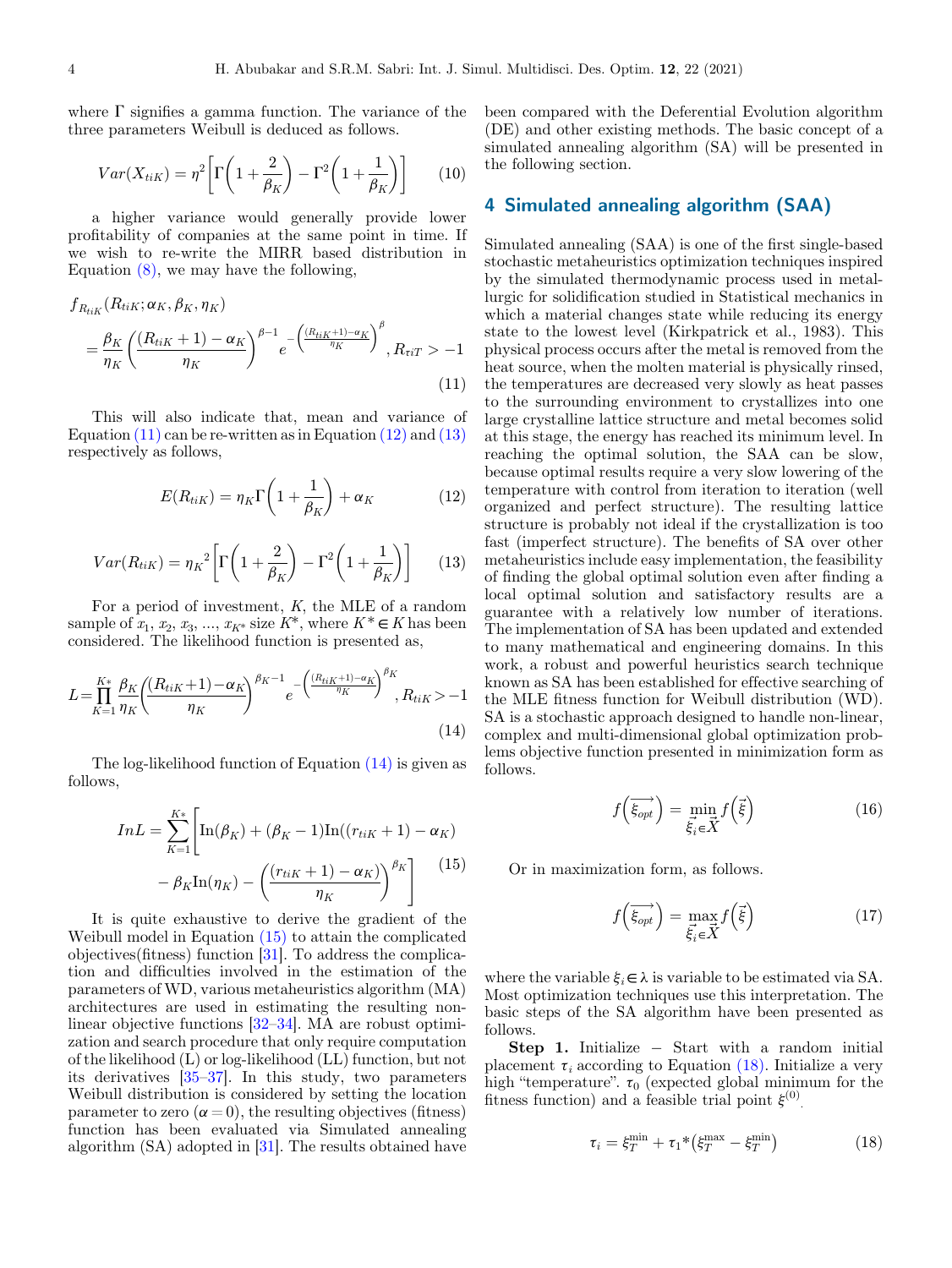where Γ signifies a gamma function. The variance of the three parameters Weibull is deduced as follows.

$$Var(X_{tiK}) = \eta^2\left[\Gamma\left(1+\frac{2}{\beta_K}\right) - \Gamma^2\left(1+\frac{1}{\beta_K}\right)\right] \quad (10)$$

a higher variance would generally provide lower profitability of companies at the same point in time. If we wish to re-write the MIRR based distribution in Equation (8), we may have the following,

$$f_{R_{tiK}}(R_{tiK};\alpha_K,\beta_K,\eta_K) = \frac{\beta_K}{\eta_K}\left(\frac{(R_{tiK}+1)-\alpha_K}{\eta_K}\right)^{\beta-1} e^{-\left(\frac{(R_{tiK}+1)-\alpha_K}{\eta_K}\right)^{\beta}}, R_{\tau iT} > -1 \quad (11)$$

This will also indicate that, mean and variance of Equation (11) can be re-written as in Equation (12) and (13) respectively as follows,

$$E(R_{tiK}) = \eta_K\Gamma\left(1+\frac{1}{\beta_K}\right) + \alpha_K \quad (12)$$

$$Var(R_{tiK}) = {\eta_K}^2\left[\Gamma\left(1+\frac{2}{\beta_K}\right) - \Gamma^2\left(1+\frac{1}{\beta_K}\right)\right] \quad (13)$$

For a period of investment, $K$, the MLE of a random sample of $x_1, x_2, x_3, ..., x_{K^*}$ size $K^*$, where $K^* \in K$ has been considered. The likelihood function is presented as,

$$L = \prod_{K=1}^{K*}\frac{\beta_K}{\eta_K}\left(\frac{(R_{tiK}+1)-\alpha_K}{\eta_K}\right)^{\beta_K-1} e^{-\left(\frac{(R_{tiK}+1)-\alpha_K}{\eta_K}\right)^{\beta_K}}, R_{tiK} > -1 \quad (14)$$

The log-likelihood function of Equation (14) is given as follows,

$$InL = \sum_{K=1}^{K*}\left[\text{In}(\beta_K) + (\beta_K - 1)\text{In}((r_{tiK}+1)-\alpha_K) - \beta_K\text{In}(\eta_K) - \left(\frac{(r_{tiK}+1)-\alpha_K)}{\eta_K}\right)^{\beta_K}\right] \quad (15)$$

It is quite exhaustive to derive the gradient of the Weibull model in Equation (15) to attain the complicated objectives(fitness) function [31]. To address the complication and difficulties involved in the estimation of the parameters of WD, various metaheuristics algorithm (MA) architectures are used in estimating the resulting nonlinear objective functions [32–34]. MA are robust optimization and search procedure that only require computation of the likelihood (L) or log-likelihood (LL) function, but not its derivatives [35–37]. In this study, two parameters Weibull distribution is considered by setting the location parameter to zero ($\alpha = 0$), the resulting objectives (fitness) function has been evaluated via Simulated annealing algorithm (SA) adopted in [31]. The results obtained have been compared with the Deferential Evolution algorithm (DE) and other existing methods. The basic concept of a simulated annealing algorithm (SA) will be presented in the following section.

## 4 Simulated annealing algorithm (SAA)

Simulated annealing (SAA) is one of the first single-based stochastic metaheuristics optimization techniques inspired by the simulated thermodynamic process used in metallurgic for solidification studied in Statistical mechanics in which a material changes state while reducing its energy state to the lowest level (Kirkpatrick et al., 1983). This physical process occurs after the metal is removed from the heat source, when the molten material is physically rinsed, the temperatures are decreased very slowly as heat passes to the surrounding environment to crystallizes into one large crystalline lattice structure and metal becomes solid at this stage, the energy has reached its minimum level. In reaching the optimal solution, the SAA can be slow, because optimal results require a very slow lowering of the temperature with control from iteration to iteration (well organized and perfect structure). The resulting lattice structure is probably not ideal if the crystallization is too fast (imperfect structure). The benefits of SA over other metaheuristics include easy implementation, the feasibility of finding the global optimal solution even after finding a local optimal solution and satisfactory results are a guarantee with a relatively low number of iterations. The implementation of SA has been updated and extended to many mathematical and engineering domains. In this work, a robust and powerful heuristics search technique known as SA has been established for effective searching of the MLE fitness function for Weibull distribution (WD). SA is a stochastic approach designed to handle non-linear, complex and multi-dimensional global optimization problems objective function presented in minimization form as follows.

$$f\left(\overrightarrow{\xi_{opt}}\right) = \min_{\vec{\xi_i}\in\vec{X}} f\left(\vec{\xi}\right) \quad (16)$$

Or in maximization form, as follows.

$$f\left(\overrightarrow{\xi_{opt}}\right) = \max_{\vec{\xi_i}\in\vec{X}} f\left(\vec{\xi}\right) \quad (17)$$

where the variable $\xi_i \in \lambda$ is variable to be estimated via SA. Most optimization techniques use this interpretation. The basic steps of the SA algorithm have been presented as follows.

**Step 1.** Initialize − Start with a random initial placement $\tau_i$ according to Equation (18). Initialize a very high "temperature". $\tau_0$ (expected global minimum for the fitness function) and a feasible trial point $\xi^{(0)}$.

$$\tau_i = \xi_T^{\min} + \tau_1 * \left(\xi_T^{\max} - \xi_T^{\min}\right) \quad (18)$$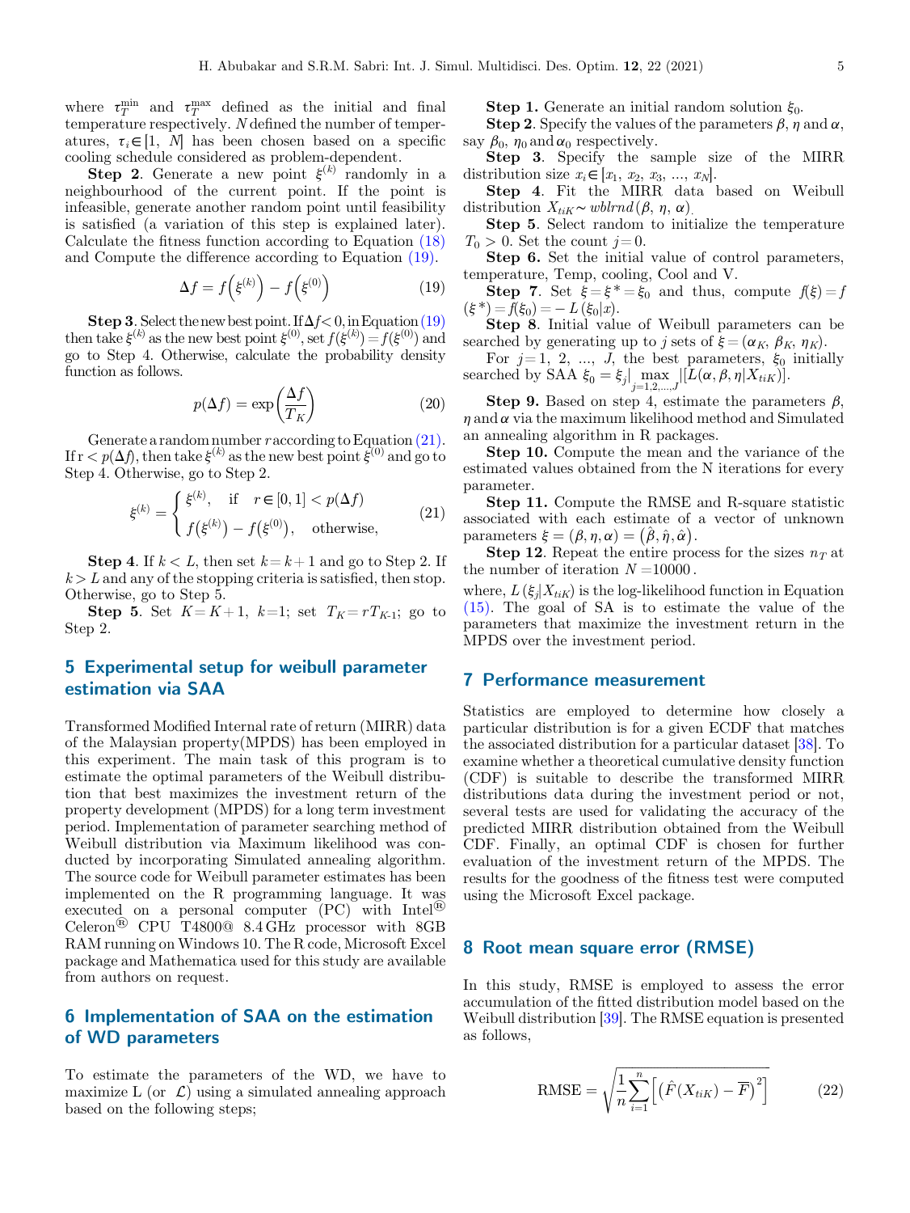where $\tau_T^{\min}$ and $\tau_T^{\max}$ defined as the initial and final temperature respectively. $N$ defined the number of temperatures, $\tau_i \in [1, N]$ has been chosen based on a specific cooling schedule considered as problem-dependent.

**Step 2**. Generate a new point $\xi^{(k)}$ randomly in a neighbourhood of the current point. If the point is infeasible, generate another random point until feasibility is satisfied (a variation of this step is explained later). Calculate the fitness function according to Equation (18) and Compute the difference according to Equation (19).

$$\Delta f = f\left(\xi^{(k)}\right) - f\left(\xi^{(0)}\right) \tag{19}$$

**Step 3**. Select the new best point. If $\Delta f < 0$, in Equation (19) then take $\xi^{(k)}$ as the new best point $\xi^{(0)}$, set $f(\xi^{(k)}) = f(\xi^{(0)})$ and go to Step 4. Otherwise, calculate the probability density function as follows.

$$p(\Delta f) = \exp\left(\frac{\Delta f}{T_K}\right) \tag{20}$$

Generate a random number $r$ according to Equation (21). If $r < p(\Delta f)$, then take $\xi^{(k)}$ as the new best point $\xi^{(0)}$ and go to Step 4. Otherwise, go to Step 2.

$$\xi^{(k)} = \begin{cases} \xi^{(k)}, & \text{if} \quad r \in [0,1] < p(\Delta f) \\ f\left(\xi^{(k)}\right) - f\left(\xi^{(0)}\right), & \text{otherwise}, \end{cases} \tag{21}$$

**Step 4**. If $k < L$, then set $k = k + 1$ and go to Step 2. If $k > L$ and any of the stopping criteria is satisfied, then stop. Otherwise, go to Step 5.

**Step 5**. Set $K = K + 1$, $k = 1$; set $T_K = rT_{K\text{-}1}$; go to Step 2.

## 5 Experimental setup for weibull parameter estimation via SAA

Transformed Modified Internal rate of return (MIRR) data of the Malaysian property(MPDS) has been employed in this experiment. The main task of this program is to estimate the optimal parameters of the Weibull distribution that best maximizes the investment return of the property development (MPDS) for a long term investment period. Implementation of parameter searching method of Weibull distribution via Maximum likelihood was conducted by incorporating Simulated annealing algorithm. The source code for Weibull parameter estimates has been implemented on the R programming language. It was executed on a personal computer (PC) with Intel® Celeron® CPU T4800@ 8.4 GHz processor with 8GB RAM running on Windows 10. The R code, Microsoft Excel package and Mathematica used for this study are available from authors on request.

## 6 Implementation of SAA on the estimation of WD parameters

To estimate the parameters of the WD, we have to maximize L (or $\mathcal{L}$) using a simulated annealing approach based on the following steps;

**Step 1.** Generate an initial random solution $\xi_0$.

**Step 2**. Specify the values of the parameters $\beta$, $\eta$ and $\alpha$, say $\beta_0$, $\eta_0$ and $\alpha_0$ respectively.

**Step 3**. Specify the sample size of the MIRR distribution size $x_i \in [x_1, x_2, x_3, \ldots, x_N]$.

**Step 4**. Fit the MIRR data based on Weibull distribution $X_{tiK} \sim wblrnd(\beta, \eta, \alpha)$.

**Step 5**. Select random to initialize the temperature $T_0 > 0$. Set the count $j = 0$.

**Step 6.** Set the initial value of control parameters, temperature, Temp, cooling, Cool and V.

**Step 7**. Set $\xi = \xi^* = \xi_0$ and thus, compute $f(\xi) = f(\xi^*) = f(\xi_0) = -L(\xi_0|x)$.

**Step 8**. Initial value of Weibull parameters can be searched by generating up to $j$ sets of $\xi = (\alpha_K, \beta_K, \eta_K)$.

For $j = 1, 2, \ldots, J$, the best parameters, $\xi_0$ initially searched by SAA $\xi_0 = \xi_j|\max_{j=1,2,\ldots,J}|[L(\alpha, \beta, \eta|X_{tiK})]$.

**Step 9.** Based on step 4, estimate the parameters $\beta$, $\eta$ and $\alpha$ via the maximum likelihood method and Simulated an annealing algorithm in R packages.

**Step 10.** Compute the mean and the variance of the estimated values obtained from the N iterations for every parameter.

**Step 11.** Compute the RMSE and R-square statistic associated with each estimate of a vector of unknown parameters $\xi = (\beta, \eta, \alpha) = (\hat{\beta}, \hat{\eta}, \hat{\alpha})$.

**Step 12**. Repeat the entire process for the sizes $n_T$ at the number of iteration $N = 10000$.

where, $L(\xi_j|X_{tiK})$ is the log-likelihood function in Equation (15). The goal of SA is to estimate the value of the parameters that maximize the investment return in the MPDS over the investment period.

## 7 Performance measurement

Statistics are employed to determine how closely a particular distribution is for a given ECDF that matches the associated distribution for a particular dataset [38]. To examine whether a theoretical cumulative density function (CDF) is suitable to describe the transformed MIRR distributions data during the investment period or not, several tests are used for validating the accuracy of the predicted MIRR distribution obtained from the Weibull CDF. Finally, an optimal CDF is chosen for further evaluation of the investment return of the MPDS. The results for the goodness of the fitness test were computed using the Microsoft Excel package.

## 8 Root mean square error (RMSE)

In this study, RMSE is employed to assess the error accumulation of the fitted distribution model based on the Weibull distribution [39]. The RMSE equation is presented as follows,

$$\text{RMSE} = \sqrt{\frac{1}{n}\sum_{i=1}^{n}\left[\left(\hat{F}(X_{tiK}) - \overline{F}\right)^2\right]} \tag{22}$$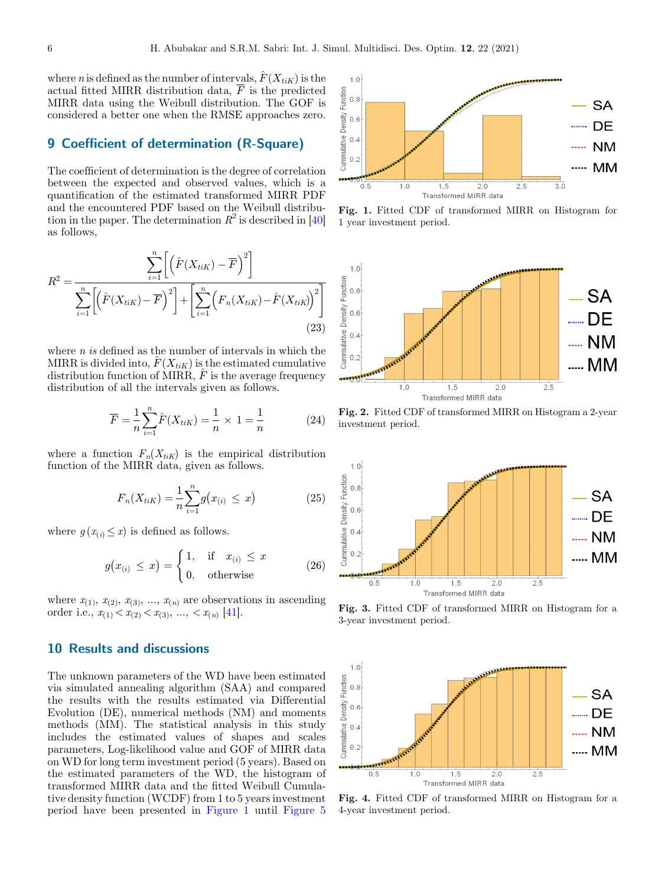where $n$ is defined as the number of intervals, $\hat{F}(X_{tiK})$ is the actual fitted MIRR distribution data, $\overline{F}$ is the predicted MIRR data using the Weibull distribution. The GOF is considered a better one when the RMSE approaches zero.

## 9 Coefficient of determination (R-Square)

The coefficient of determination is the degree of correlation between the expected and observed values, which is a quantification of the estimated transformed MIRR PDF and the encountered PDF based on the Weibull distribution in the paper. The determination $R^2$ is described in [40] as follows,

$$R^2 = \frac{\sum_{i=1}^{n}\left[\left(\hat{F}(X_{tiK}) - \overline{F}\right)^2\right]}{\sum_{i=1}^{n}\left[\left(\hat{F}(X_{tiK}) - \overline{F}\right)^2\right] + \left[\sum_{i=1}^{n}\left(F_n(X_{tiK}) - \hat{F}(X_{tiK})\right)^2\right]} \tag{23}$$

where $n$ *is* defined as the number of intervals in which the MIRR is divided into, $\hat{F}(X_{tiK})$ is the estimated cumulative distribution function of MIRR, $\overline{F}$ is the average frequency distribution of all the intervals given as follows.

$$\overline{F} = \frac{1}{n}\sum_{i=1}^{n}\hat{F}(X_{tiK}) = \frac{1}{n} \times 1 = \frac{1}{n} \tag{24}$$

where a function $F_n(X_{tiK})$ is the empirical distribution function of the MIRR data, given as follows.

$$F_n(X_{tiK}) = \frac{1}{n}\sum_{i=1}^{n} g\left(x_{(i)} \leq x\right) \tag{25}$$

where $g\left(x_{(i)} \leq x\right)$ is defined as follows.

$$g\left(x_{(i)} \leq x\right) = \begin{cases} 1, & \text{if} \quad x_{(i)} \leq x \\ 0, & \text{otherwise} \end{cases} \tag{26}$$

where $x_{(1)}, x_{(2)}, x_{(3)}, \ldots, x_{(n)}$ are observations in ascending order i.e., $x_{(1)} < x_{(2)} < x_{(3)}, \ldots, < x_{(n)}$ [41].

## 10 Results and discussions

The unknown parameters of the WD have been estimated via simulated annealing algorithm (SAA) and compared the results with the results estimated via Differential Evolution (DE), numerical methods (NM) and moments methods (MM). The statistical analysis in this study includes the estimated values of shapes and scales parameters, Log-likelihood value and GOF of MIRR data on WD for long term investment period (5 years). Based on the estimated parameters of the WD, the histogram of transformed MIRR data and the fitted Weibull Cumulative density function (WCDF) from 1 to 5 years investment period have been presented in Figure 1 until Figure 5

**Fig. 1.** Fitted CDF of transformed MIRR on Histogram for 1 year investment period.

**Fig. 2.** Fitted CDF of transformed MIRR on Histogram a 2-year investment period.

**Fig. 3.** Fitted CDF of transformed MIRR on Histogram for a 3-year investment period.

**Fig. 4.** Fitted CDF of transformed MIRR on Histogram for a 4-year investment period.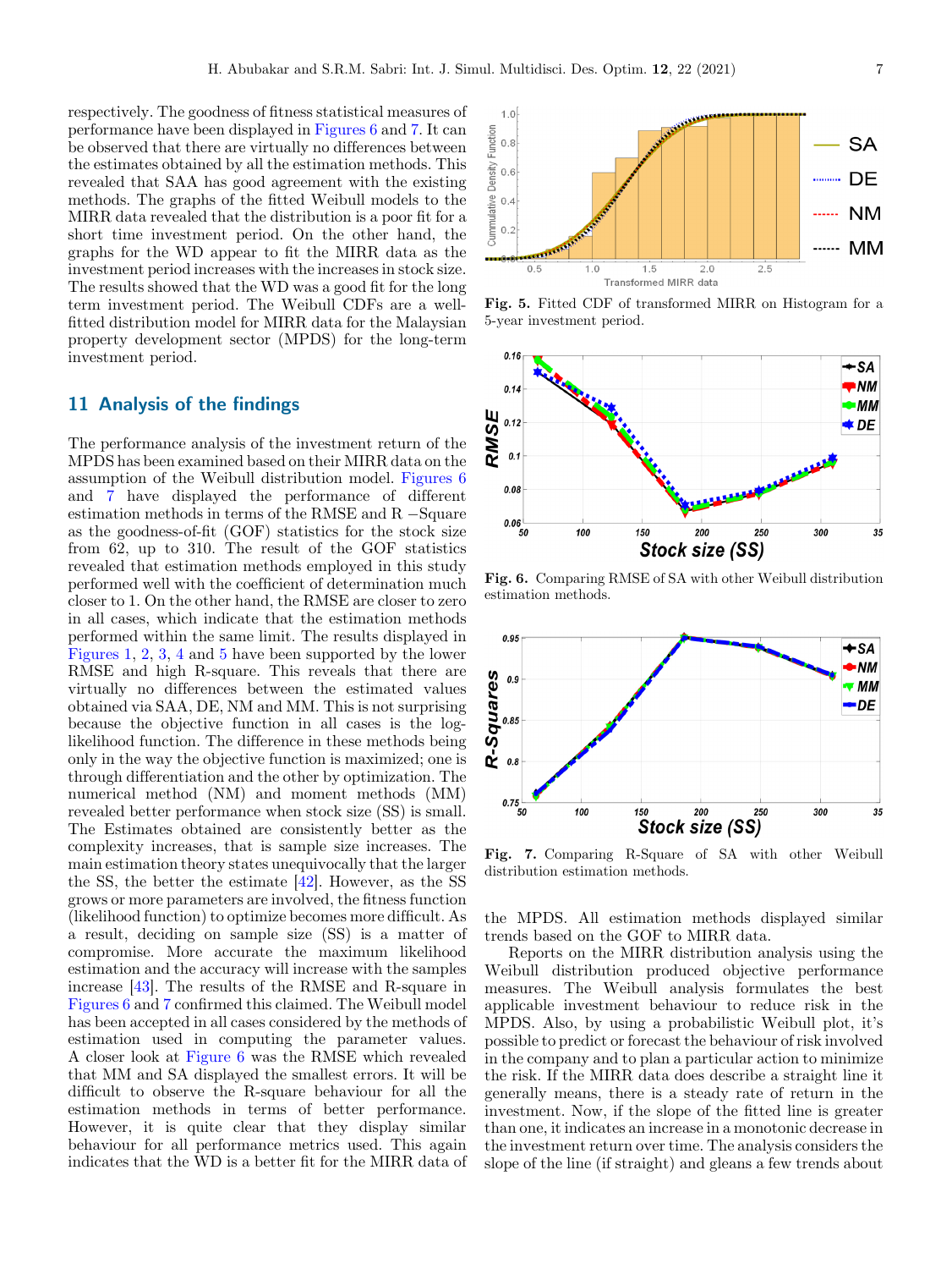respectively. The goodness of fitness statistical measures of performance have been displayed in Figures 6 and 7. It can be observed that there are virtually no differences between the estimates obtained by all the estimation methods. This revealed that SAA has good agreement with the existing methods. The graphs of the fitted Weibull models to the MIRR data revealed that the distribution is a poor fit for a short time investment period. On the other hand, the graphs for the WD appear to fit the MIRR data as the investment period increases with the increases in stock size. The results showed that the WD was a good fit for the long term investment period. The Weibull CDFs are a well-fitted distribution model for MIRR data for the Malaysian property development sector (MPDS) for the long-term investment period.

Fig. 5. Fitted CDF of transformed MIRR on Histogram for a 5-year investment period.

Fig. 6. Comparing RMSE of SA with other Weibull distribution estimation methods.

Fig. 7. Comparing R-Square of SA with other Weibull distribution estimation methods.

## 11 Analysis of the findings

The performance analysis of the investment return of the MPDS has been examined based on their MIRR data on the assumption of the Weibull distribution model. Figures 6 and 7 have displayed the performance of different estimation methods in terms of the RMSE and R −Square as the goodness-of-fit (GOF) statistics for the stock size from 62, up to 310. The result of the GOF statistics revealed that estimation methods employed in this study performed well with the coefficient of determination much closer to 1. On the other hand, the RMSE are closer to zero in all cases, which indicate that the estimation methods performed within the same limit. The results displayed in Figures 1, 2, 3, 4 and 5 have been supported by the lower RMSE and high R-square. This reveals that there are virtually no differences between the estimated values obtained via SAA, DE, NM and MM. This is not surprising because the objective function in all cases is the log-likelihood function. The difference in these methods being only in the way the objective function is maximized; one is through differentiation and the other by optimization. The numerical method (NM) and moment methods (MM) revealed better performance when stock size (SS) is small. The Estimates obtained are consistently better as the complexity increases, that is sample size increases. The main estimation theory states unequivocally that the larger the SS, the better the estimate [42]. However, as the SS grows or more parameters are involved, the fitness function (likelihood function) to optimize becomes more difficult. As a result, deciding on sample size (SS) is a matter of compromise. More accurate the maximum likelihood estimation and the accuracy will increase with the samples increase [43]. The results of the RMSE and R-square in Figures 6 and 7 confirmed this claimed. The Weibull model has been accepted in all cases considered by the methods of estimation used in computing the parameter values. A closer look at Figure 6 was the RMSE which revealed that MM and SA displayed the smallest errors. It will be difficult to observe the R-square behaviour for all the estimation methods in terms of better performance. However, it is quite clear that they display similar behaviour for all performance metrics used. This again indicates that the WD is a better fit for the MIRR data of the MPDS. All estimation methods displayed similar trends based on the GOF to MIRR data.

Reports on the MIRR distribution analysis using the Weibull distribution produced objective performance measures. The Weibull analysis formulates the best applicable investment behaviour to reduce risk in the MPDS. Also, by using a probabilistic Weibull plot, it's possible to predict or forecast the behaviour of risk involved in the company and to plan a particular action to minimize the risk. If the MIRR data does describe a straight line it generally means, there is a steady rate of return in the investment. Now, if the slope of the fitted line is greater than one, it indicates an increase in a monotonic decrease in the investment return over time. The analysis considers the slope of the line (if straight) and gleans a few trends about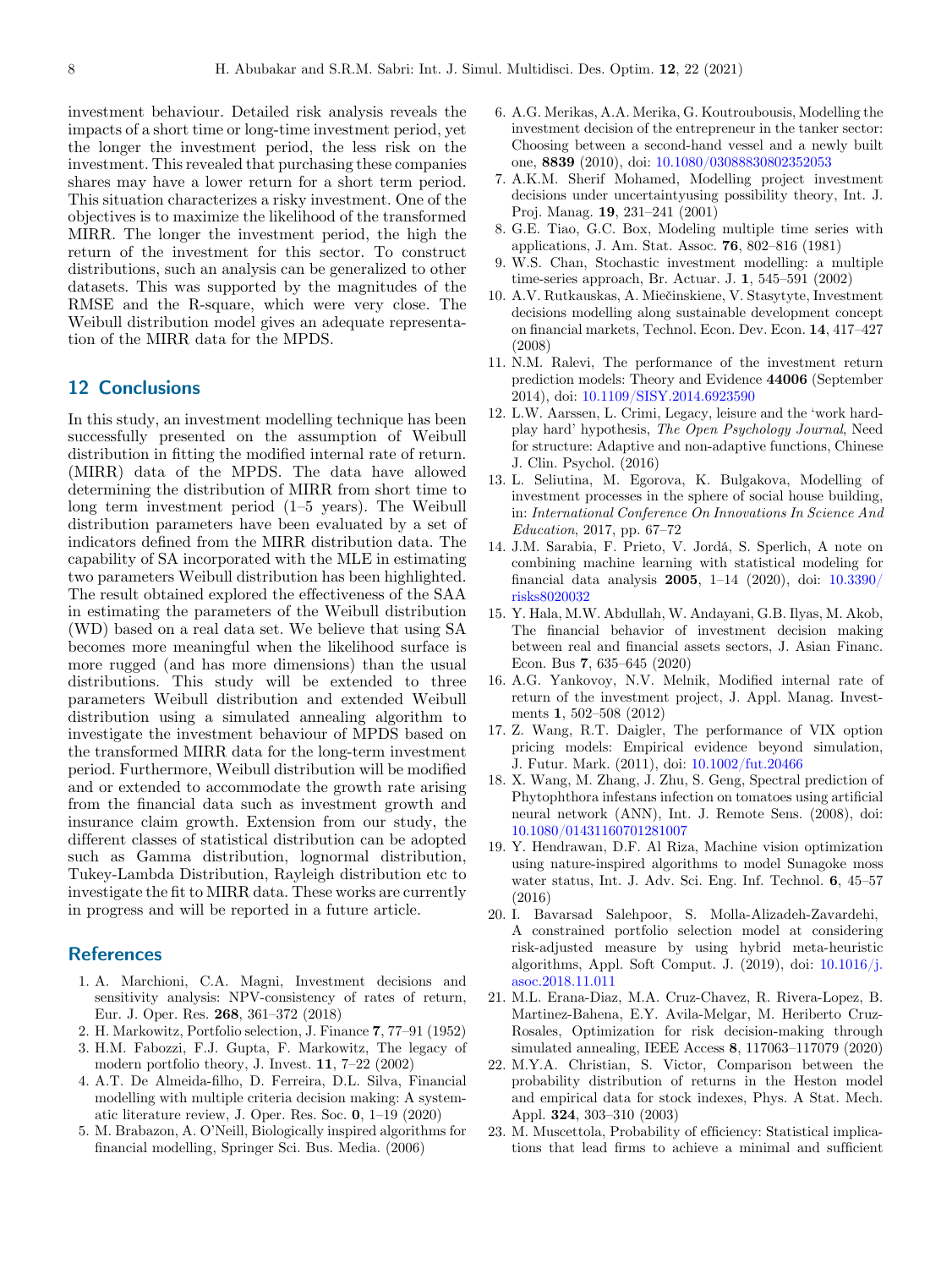investment behaviour. Detailed risk analysis reveals the impacts of a short time or long-time investment period, yet the longer the investment period, the less risk on the investment. This revealed that purchasing these companies shares may have a lower return for a short term period. This situation characterizes a risky investment. One of the objectives is to maximize the likelihood of the transformed MIRR. The longer the investment period, the high the return of the investment for this sector. To construct distributions, such an analysis can be generalized to other datasets. This was supported by the magnitudes of the RMSE and the R-square, which were very close. The Weibull distribution model gives an adequate representation of the MIRR data for the MPDS.

## 12 Conclusions

In this study, an investment modelling technique has been successfully presented on the assumption of Weibull distribution in fitting the modified internal rate of return. (MIRR) data of the MPDS. The data have allowed determining the distribution of MIRR from short time to long term investment period (1–5 years). The Weibull distribution parameters have been evaluated by a set of indicators defined from the MIRR distribution data. The capability of SA incorporated with the MLE in estimating two parameters Weibull distribution has been highlighted. The result obtained explored the effectiveness of the SAA in estimating the parameters of the Weibull distribution (WD) based on a real data set. We believe that using SA becomes more meaningful when the likelihood surface is more rugged (and has more dimensions) than the usual distributions. This study will be extended to three parameters Weibull distribution and extended Weibull distribution using a simulated annealing algorithm to investigate the investment behaviour of MPDS based on the transformed MIRR data for the long-term investment period. Furthermore, Weibull distribution will be modified and or extended to accommodate the growth rate arising from the financial data such as investment growth and insurance claim growth. Extension from our study, the different classes of statistical distribution can be adopted such as Gamma distribution, lognormal distribution, Tukey-Lambda Distribution, Rayleigh distribution etc to investigate the fit to MIRR data. These works are currently in progress and will be reported in a future article.

## References

1. A. Marchioni, C.A. Magni, Investment decisions and sensitivity analysis: NPV-consistency of rates of return, Eur. J. Oper. Res. **268**, 361–372 (2018)
2. H. Markowitz, Portfolio selection, J. Finance **7**, 77–91 (1952)
3. H.M. Fabozzi, F.J. Gupta, F. Markowitz, The legacy of modern portfolio theory, J. Invest. **11**, 7–22 (2002)
4. A.T. De Almeida-filho, D. Ferreira, D.L. Silva, Financial modelling with multiple criteria decision making: A systematic literature review, J. Oper. Res. Soc. **0**, 1–19 (2020)
5. M. Brabazon, A. O'Neill, Biologically inspired algorithms for financial modelling, Springer Sci. Bus. Media. (2006)
6. A.G. Merikas, A.A. Merika, G. Koutroubousis, Modelling the investment decision of the entrepreneur in the tanker sector: Choosing between a second-hand vessel and a newly built one, **8839** (2010), doi: 10.1080/03088830802352053
7. A.K.M. Sherif Mohamed, Modelling project investment decisions under uncertaintyusing possibility theory, Int. J. Proj. Manag. **19**, 231–241 (2001)
8. G.E. Tiao, G.C. Box, Modeling multiple time series with applications, J. Am. Stat. Assoc. **76**, 802–816 (1981)
9. W.S. Chan, Stochastic investment modelling: a multiple time-series approach, Br. Actuar. J. **1**, 545–591 (2002)
10. A.V. Rutkauskas, A. Miečinskiene, V. Stasytyte, Investment decisions modelling along sustainable development concept on financial markets, Technol. Econ. Dev. Econ. **14**, 417–427 (2008)
11. N.M. Ralevi, The performance of the investment return prediction models: Theory and Evidence **44006** (September 2014), doi: 10.1109/SISY.2014.6923590
12. L.W. Aarssen, L. Crimi, Legacy, leisure and the 'work hard-play hard' hypothesis, *The Open Psychology Journal*, Need for structure: Adaptive and non-adaptive functions, Chinese J. Clin. Psychol. (2016)
13. L. Seliutina, M. Egorova, K. Bulgakova, Modelling of investment processes in the sphere of social house building, in: *International Conference On Innovations In Science And Education*, 2017, pp. 67–72
14. J.M. Sarabia, F. Prieto, V. Jordá, S. Sperlich, A note on combining machine learning with statistical modeling for financial data analysis **2005**, 1–14 (2020), doi: 10.3390/risks8020032
15. Y. Hala, M.W. Abdullah, W. Andayani, G.B. Ilyas, M. Akob, The financial behavior of investment decision making between real and financial assets sectors, J. Asian Financ. Econ. Bus **7**, 635–645 (2020)
16. A.G. Yankovoy, N.V. Melnik, Modified internal rate of return of the investment project, J. Appl. Manag. Investments **1**, 502–508 (2012)
17. Z. Wang, R.T. Daigler, The performance of VIX option pricing models: Empirical evidence beyond simulation, J. Futur. Mark. (2011), doi: 10.1002/fut.20466
18. X. Wang, M. Zhang, J. Zhu, S. Geng, Spectral prediction of Phytophthora infestans infection on tomatoes using artificial neural network (ANN), Int. J. Remote Sens. (2008), doi: 10.1080/01431160701281007
19. Y. Hendrawan, D.F. Al Riza, Machine vision optimization using nature-inspired algorithms to model Sunagoke moss water status, Int. J. Adv. Sci. Eng. Inf. Technol. **6**, 45–57 (2016)
20. I. Bavarsad Salehpoor, S. Molla-Alizadeh-Zavardehi, A constrained portfolio selection model at considering risk-adjusted measure by using hybrid meta-heuristic algorithms, Appl. Soft Comput. J. (2019), doi: 10.1016/j.asoc.2018.11.011
21. M.L. Erana-Diaz, M.A. Cruz-Chavez, R. Rivera-Lopez, B. Martinez-Bahena, E.Y. Avila-Melgar, M. Heriberto Cruz-Rosales, Optimization for risk decision-making through simulated annealing, IEEE Access **8**, 117063–117079 (2020)
22. M.Y.A. Christian, S. Victor, Comparison between the probability distribution of returns in the Heston model and empirical data for stock indexes, Phys. A Stat. Mech. Appl. **324**, 303–310 (2003)
23. M. Muscettola, Probability of efficiency: Statistical implications that lead firms to achieve a minimal and sufficient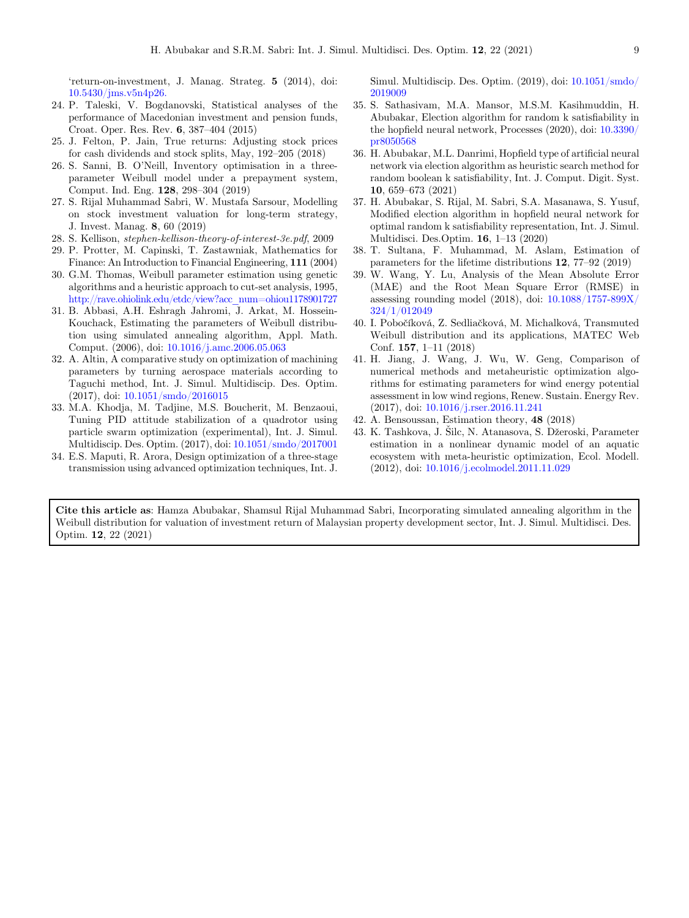'return-on-investment, J. Manag. Strateg. **5** (2014), doi: 10.5430/jms.v5n4p26.

24. P. Taleski, V. Bogdanovski, Statistical analyses of the performance of Macedonian investment and pension funds, Croat. Oper. Res. Rev. **6**, 387–404 (2015)
25. J. Felton, P. Jain, True returns: Adjusting stock prices for cash dividends and stock splits, May, 192–205 (2018)
26. S. Sanni, B. O'Neill, Inventory optimisation in a three-parameter Weibull model under a prepayment system, Comput. Ind. Eng. **128**, 298–304 (2019)
27. S. Rijal Muhammad Sabri, W. Mustafa Sarsour, Modelling on stock investment valuation for long-term strategy, J. Invest. Manag. **8**, 60 (2019)
28. S. Kellison, *stephen-kellison-theory-of-interest-3e.pdf*, 2009
29. P. Protter, M. Capinski, T. Zastawniak, Mathematics for Finance: An Introduction to Financial Engineering, **111** (2004)
30. G.M. Thomas, Weibull parameter estimation using genetic algorithms and a heuristic approach to cut-set analysis, 1995, http://rave.ohiolink.edu/etdc/view?acc_num=ohiou1178901727
31. B. Abbasi, A.H. Eshragh Jahromi, J. Arkat, M. Hossein-Kouchack, Estimating the parameters of Weibull distribution using simulated annealing algorithm, Appl. Math. Comput. (2006), doi: 10.1016/j.amc.2006.05.063
32. A. Altin, A comparative study on optimization of machining parameters by turning aerospace materials according to Taguchi method, Int. J. Simul. Multidiscip. Des. Optim. (2017), doi: 10.1051/smdo/2016015
33. M.A. Khodja, M. Tadjine, M.S. Boucherit, M. Benzaoui, Tuning PID attitude stabilization of a quadrotor using particle swarm optimization (experimental), Int. J. Simul. Multidiscip. Des. Optim. (2017), doi: 10.1051/smdo/2017001
34. E.S. Maputi, R. Arora, Design optimization of a three-stage transmission using advanced optimization techniques, Int. J. Simul. Multidiscip. Des. Optim. (2019), doi: 10.1051/smdo/2019009
35. S. Sathasivam, M.A. Mansor, M.S.M. Kasihmuddin, H. Abubakar, Election algorithm for random k satisfiability in the hopfield neural network, Processes (2020), doi: 10.3390/pr8050568
36. H. Abubakar, M.L. Danrimi, Hopfield type of artificial neural network via election algorithm as heuristic search method for random boolean k satisfiability, Int. J. Comput. Digit. Syst. **10**, 659–673 (2021)
37. H. Abubakar, S. Rijal, M. Sabri, S.A. Masanawa, S. Yusuf, Modified election algorithm in hopfield neural network for optimal random k satisfiability representation, Int. J. Simul. Multidisci. Des.Optim. **16**, 1–13 (2020)
38. T. Sultana, F. Muhammad, M. Aslam, Estimation of parameters for the lifetime distributions **12**, 77–92 (2019)
39. W. Wang, Y. Lu, Analysis of the Mean Absolute Error (MAE) and the Root Mean Square Error (RMSE) in assessing rounding model (2018), doi: 10.1088/1757-899X/324/1/012049
40. I. Pobočíková, Z. Sedliačková, M. Michalková, Transmuted Weibull distribution and its applications, MATEC Web Conf. **157**, 1–11 (2018)
41. H. Jiang, J. Wang, J. Wu, W. Geng, Comparison of numerical methods and metaheuristic optimization algorithms for estimating parameters for wind energy potential assessment in low wind regions, Renew. Sustain. Energy Rev. (2017), doi: 10.1016/j.rser.2016.11.241
42. A. Bensoussan, Estimation theory, **48** (2018)
43. K. Tashkova, J. Šilc, N. Atanasova, S. Džeroski, Parameter estimation in a nonlinear dynamic model of an aquatic ecosystem with meta-heuristic optimization, Ecol. Modell. (2012), doi: 10.1016/j.ecolmodel.2011.11.029

**Cite this article as**: Hamza Abubakar, Shamsul Rijal Muhammad Sabri, Incorporating simulated annealing algorithm in the Weibull distribution for valuation of investment return of Malaysian property development sector, Int. J. Simul. Multidisci. Des. Optim. **12**, 22 (2021)